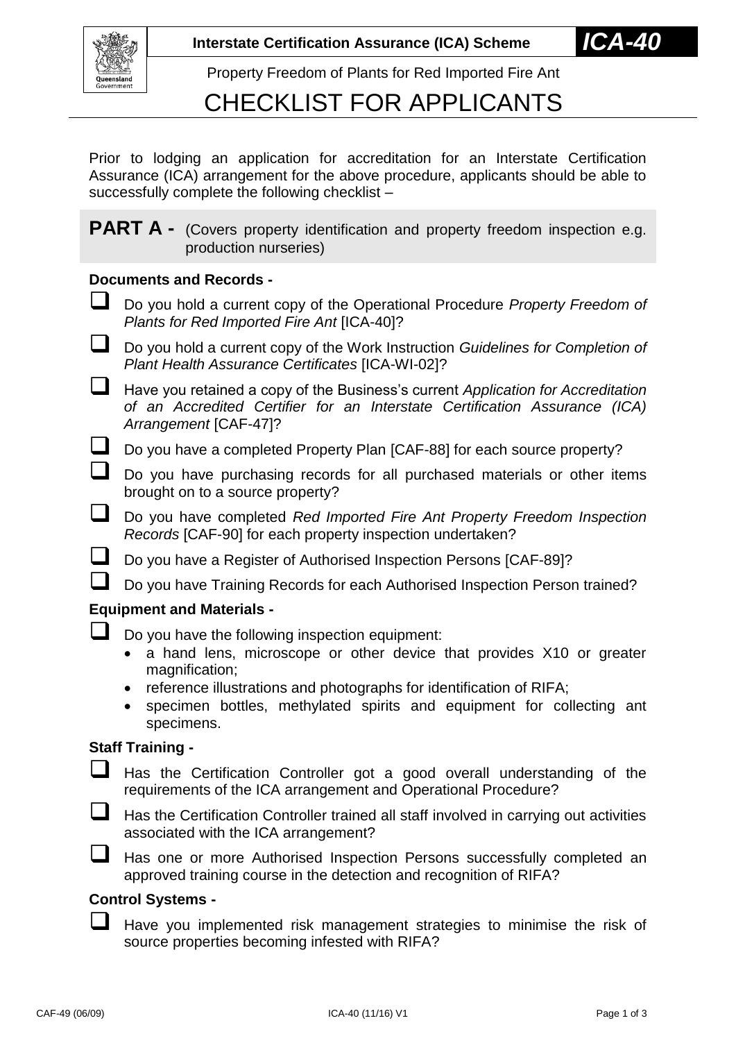**Interstate Certification Assurance (ICA) Scheme** ***ICA-40***

Property Freedom of Plants for Red Imported Fire Ant

# CHECKLIST FOR APPLICANTS

Prior to lodging an application for accreditation for an Interstate Certification Assurance (ICA) arrangement for the above procedure, applicants should be able to successfully complete the following checklist –

## PART A - (Covers property identification and property freedom inspection e.g. production nurseries)

### Documents and Records -

- ❑ Do you hold a current copy of the Operational Procedure *Property Freedom of Plants for Red Imported Fire Ant* [ICA-40]?
- ❑ Do you hold a current copy of the Work Instruction *Guidelines for Completion of Plant Health Assurance Certificates* [ICA-WI-02]?
- ❑ Have you retained a copy of the Business's current *Application for Accreditation of an Accredited Certifier for an Interstate Certification Assurance (ICA) Arrangement* [CAF-47]?
- ❑ Do you have a completed Property Plan [CAF-88] for each source property?
- ❑ Do you have purchasing records for all purchased materials or other items brought on to a source property?
- ❑ Do you have completed *Red Imported Fire Ant Property Freedom Inspection Records* [CAF-90] for each property inspection undertaken?
- ❑ Do you have a Register of Authorised Inspection Persons [CAF-89]?
- ❑ Do you have Training Records for each Authorised Inspection Person trained?

### Equipment and Materials -

- ❑ Do you have the following inspection equipment:
  - a hand lens, microscope or other device that provides X10 or greater magnification;
  - reference illustrations and photographs for identification of RIFA;
  - specimen bottles, methylated spirits and equipment for collecting ant specimens.

### Staff Training -

- ❑ Has the Certification Controller got a good overall understanding of the requirements of the ICA arrangement and Operational Procedure?
- ❑ Has the Certification Controller trained all staff involved in carrying out activities associated with the ICA arrangement?
- ❑ Has one or more Authorised Inspection Persons successfully completed an approved training course in the detection and recognition of RIFA?

### Control Systems -

- ❑ Have you implemented risk management strategies to minimise the risk of source properties becoming infested with RIFA?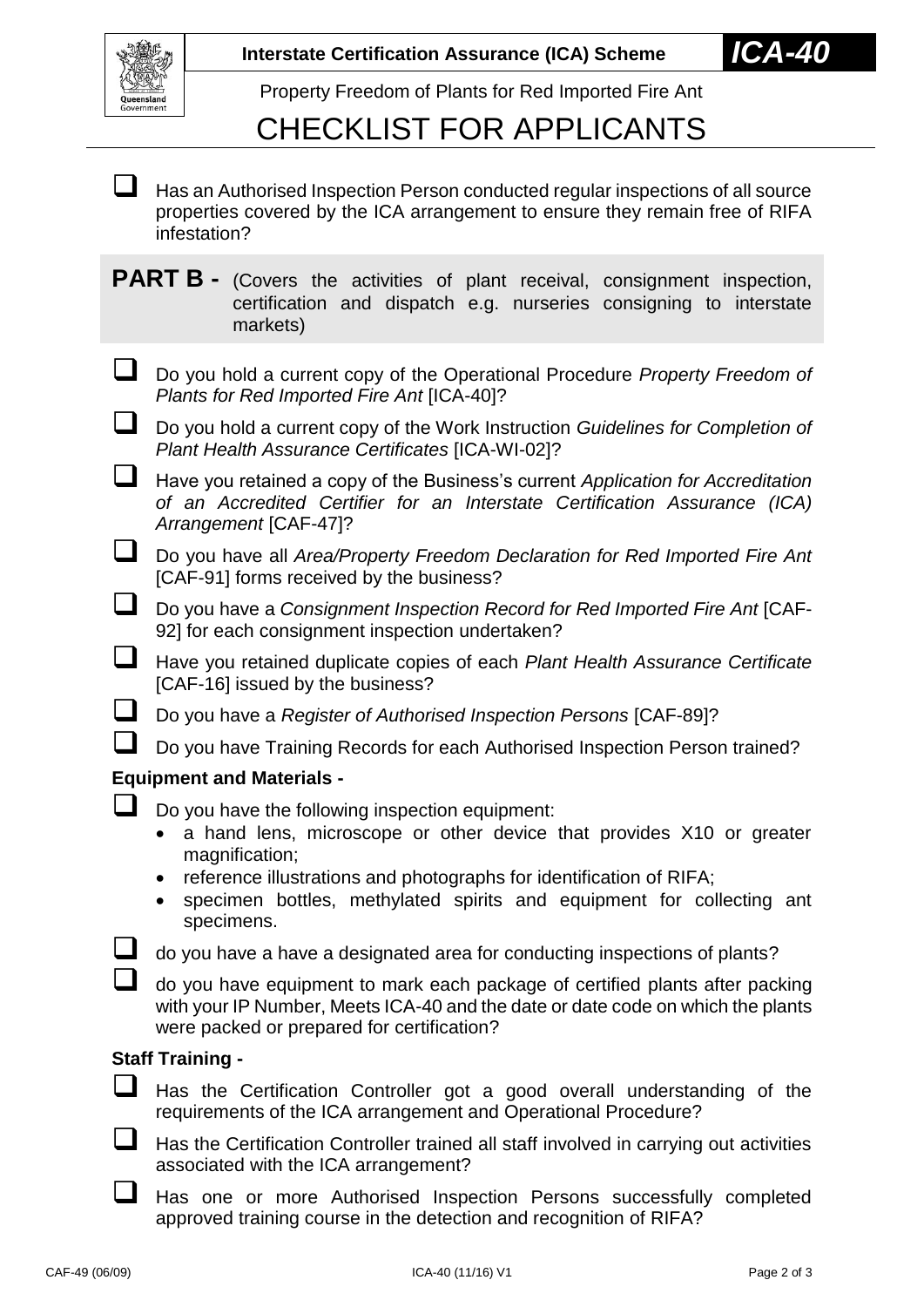- [ ] Has an Authorised Inspection Person conducted regular inspections of all source properties covered by the ICA arrangement to ensure they remain free of RIFA infestation?

## PART B - (Covers the activities of plant receival, consignment inspection, certification and dispatch e.g. nurseries consigning to interstate markets)

- [ ] Do you hold a current copy of the Operational Procedure *Property Freedom of Plants for Red Imported Fire Ant* [ICA-40]?
- [ ] Do you hold a current copy of the Work Instruction *Guidelines for Completion of Plant Health Assurance Certificates* [ICA-WI-02]?
- [ ] Have you retained a copy of the Business's current *Application for Accreditation of an Accredited Certifier for an Interstate Certification Assurance (ICA) Arrangement* [CAF-47]?
- [ ] Do you have all *Area/Property Freedom Declaration for Red Imported Fire Ant* [CAF-91] forms received by the business?
- [ ] Do you have a *Consignment Inspection Record for Red Imported Fire Ant* [CAF-92] for each consignment inspection undertaken?
- [ ] Have you retained duplicate copies of each *Plant Health Assurance Certificate* [CAF-16] issued by the business?
- [ ] Do you have a *Register of Authorised Inspection Persons* [CAF-89]?
- [ ] Do you have Training Records for each Authorised Inspection Person trained?

### Equipment and Materials -

- [ ] Do you have the following inspection equipment:
  - a hand lens, microscope or other device that provides X10 or greater magnification;
  - reference illustrations and photographs for identification of RIFA;
  - specimen bottles, methylated spirits and equipment for collecting ant specimens.
- [ ] do you have a have a designated area for conducting inspections of plants?
- [ ] do you have equipment to mark each package of certified plants after packing with your IP Number, Meets ICA-40 and the date or date code on which the plants were packed or prepared for certification?

### Staff Training -

- [ ] Has the Certification Controller got a good overall understanding of the requirements of the ICA arrangement and Operational Procedure?
- [ ] Has the Certification Controller trained all staff involved in carrying out activities associated with the ICA arrangement?
- [ ] Has one or more Authorised Inspection Persons successfully completed approved training course in the detection and recognition of RIFA?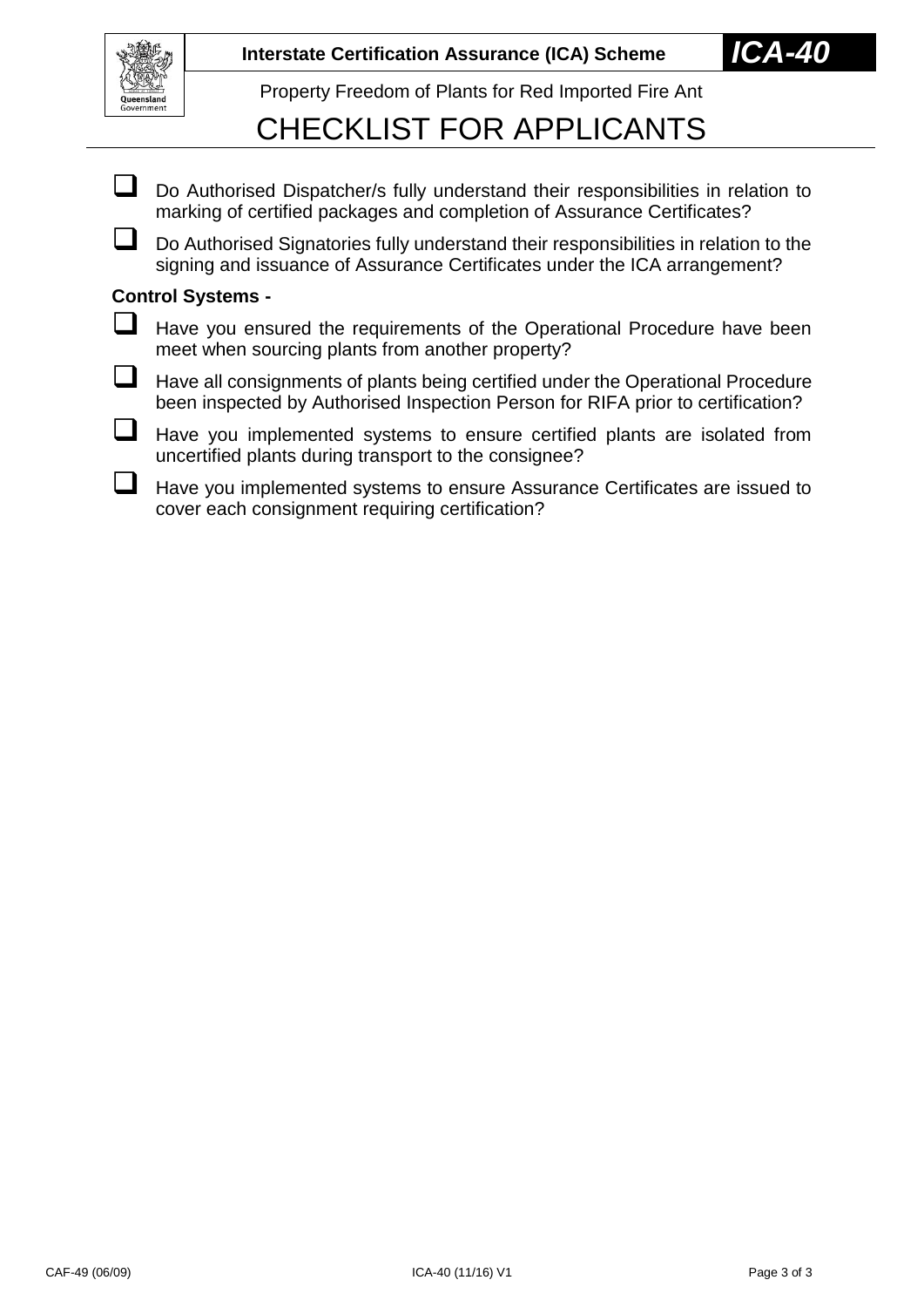- [ ] Do Authorised Dispatcher/s fully understand their responsibilities in relation to marking of certified packages and completion of Assurance Certificates?
- [ ] Do Authorised Signatories fully understand their responsibilities in relation to the signing and issuance of Assurance Certificates under the ICA arrangement?

**Control Systems -**

- [ ] Have you ensured the requirements of the Operational Procedure have been meet when sourcing plants from another property?
- [ ] Have all consignments of plants being certified under the Operational Procedure been inspected by Authorised Inspection Person for RIFA prior to certification?
- [ ] Have you implemented systems to ensure certified plants are isolated from uncertified plants during transport to the consignee?
- [ ] Have you implemented systems to ensure Assurance Certificates are issued to cover each consignment requiring certification?